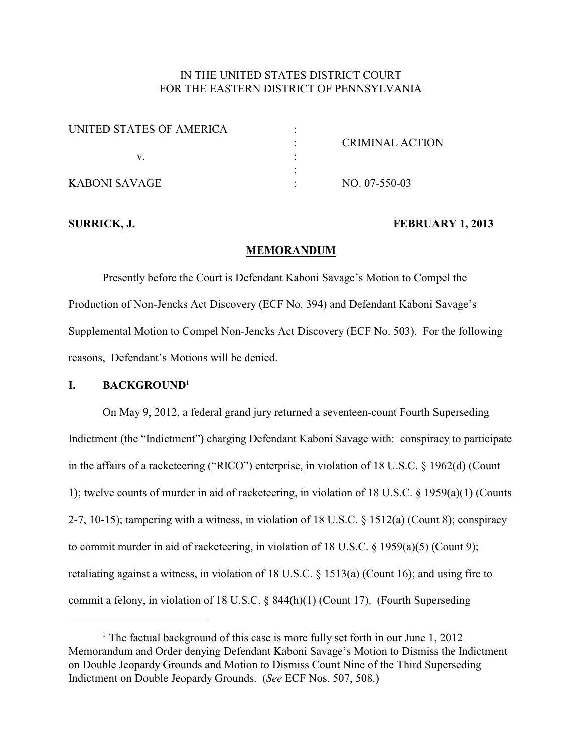IN THE UNITED STATES DISTRICT COURT
FOR THE EASTERN DISTRICT OF PENNSYLVANIA

| | | |
|---|---|---|
| UNITED STATES OF AMERICA | : | |
| | : | CRIMINAL ACTION |
| v. | : | |
| | : | |
| KABONI SAVAGE | : | NO. 07-550-03 |

**SURRICK, J.** **FEBRUARY 1, 2013**

**MEMORANDUM**

Presently before the Court is Defendant Kaboni Savage's Motion to Compel the Production of Non-Jencks Act Discovery (ECF No. 394) and Defendant Kaboni Savage's Supplemental Motion to Compel Non-Jencks Act Discovery (ECF No. 503). For the following reasons, Defendant's Motions will be denied.

## I. BACKGROUND[1]

On May 9, 2012, a federal grand jury returned a seventeen-count Fourth Superseding Indictment (the "Indictment") charging Defendant Kaboni Savage with: conspiracy to participate in the affairs of a racketeering ("RICO") enterprise, in violation of 18 U.S.C. § 1962(d) (Count 1); twelve counts of murder in aid of racketeering, in violation of 18 U.S.C. § 1959(a)(1) (Counts 2-7, 10-15); tampering with a witness, in violation of 18 U.S.C. § 1512(a) (Count 8); conspiracy to commit murder in aid of racketeering, in violation of 18 U.S.C. § 1959(a)(5) (Count 9); retaliating against a witness, in violation of 18 U.S.C. § 1513(a) (Count 16); and using fire to commit a felony, in violation of 18 U.S.C. § 844(h)(1) (Count 17). (Fourth Superseding

[1] The factual background of this case is more fully set forth in our June 1, 2012 Memorandum and Order denying Defendant Kaboni Savage's Motion to Dismiss the Indictment on Double Jeopardy Grounds and Motion to Dismiss Count Nine of the Third Superseding Indictment on Double Jeopardy Grounds. (*See* ECF Nos. 507, 508.)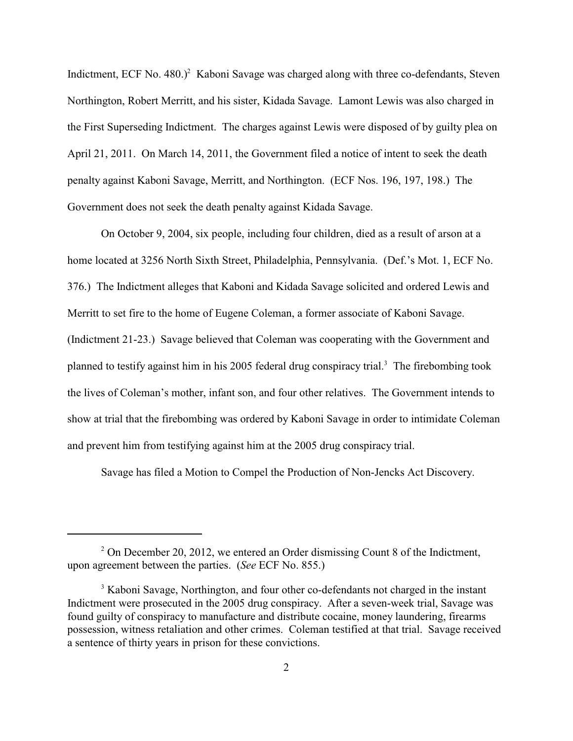Indictment, ECF No. 480.)[2] Kaboni Savage was charged along with three co-defendants, Steven Northington, Robert Merritt, and his sister, Kidada Savage. Lamont Lewis was also charged in the First Superseding Indictment. The charges against Lewis were disposed of by guilty plea on April 21, 2011. On March 14, 2011, the Government filed a notice of intent to seek the death penalty against Kaboni Savage, Merritt, and Northington. (ECF Nos. 196, 197, 198.) The Government does not seek the death penalty against Kidada Savage.

On October 9, 2004, six people, including four children, died as a result of arson at a home located at 3256 North Sixth Street, Philadelphia, Pennsylvania. (Def.'s Mot. 1, ECF No. 376.) The Indictment alleges that Kaboni and Kidada Savage solicited and ordered Lewis and Merritt to set fire to the home of Eugene Coleman, a former associate of Kaboni Savage. (Indictment 21-23.) Savage believed that Coleman was cooperating with the Government and planned to testify against him in his 2005 federal drug conspiracy trial.[3] The firebombing took the lives of Coleman's mother, infant son, and four other relatives. The Government intends to show at trial that the firebombing was ordered by Kaboni Savage in order to intimidate Coleman and prevent him from testifying against him at the 2005 drug conspiracy trial.

Savage has filed a Motion to Compel the Production of Non-Jencks Act Discovery.

---

[2] On December 20, 2012, we entered an Order dismissing Count 8 of the Indictment, upon agreement between the parties. (*See* ECF No. 855.)

[3] Kaboni Savage, Northington, and four other co-defendants not charged in the instant Indictment were prosecuted in the 2005 drug conspiracy. After a seven-week trial, Savage was found guilty of conspiracy to manufacture and distribute cocaine, money laundering, firearms possession, witness retaliation and other crimes. Coleman testified at that trial. Savage received a sentence of thirty years in prison for these convictions.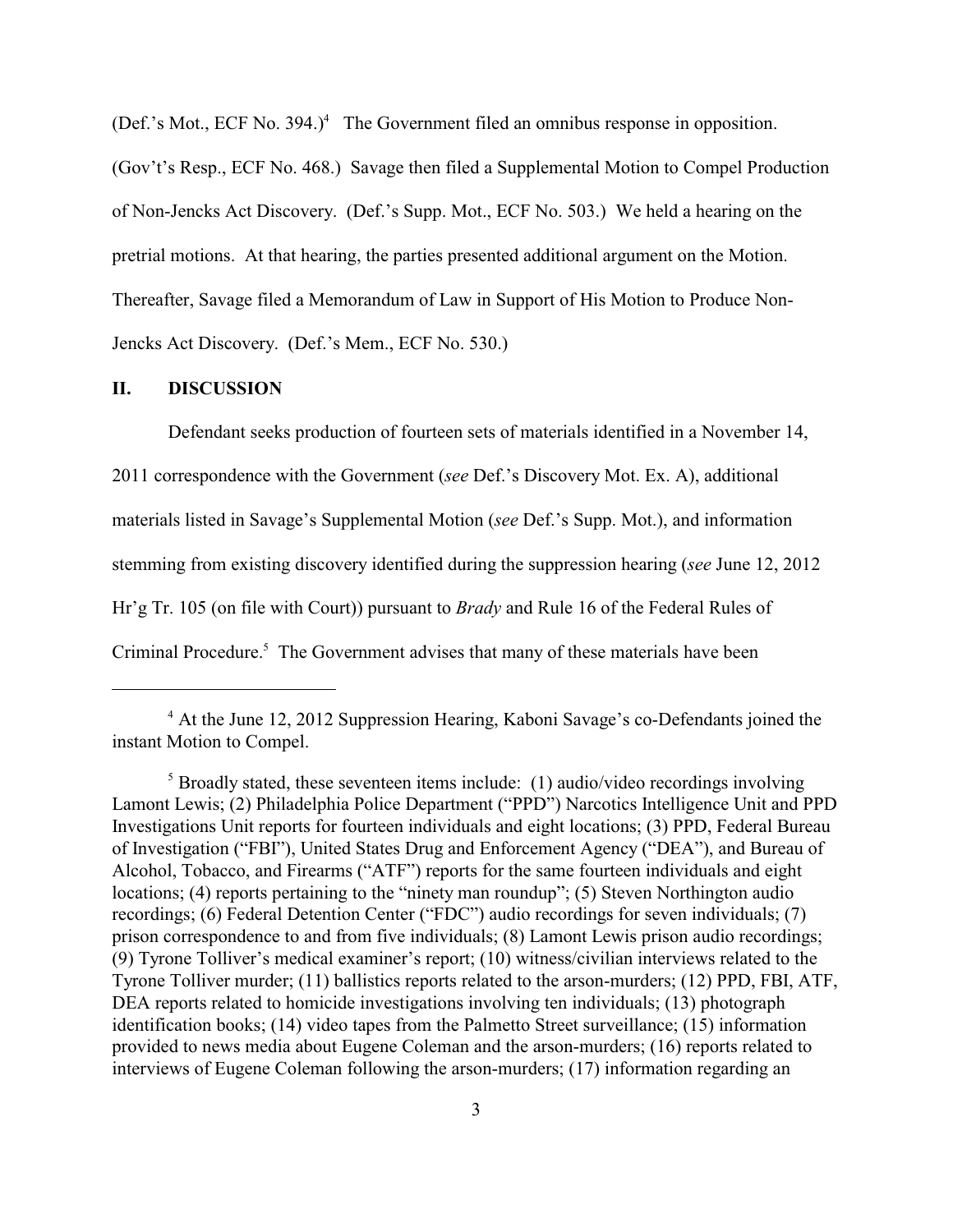(Def.'s Mot., ECF No. 394.)[4] The Government filed an omnibus response in opposition. (Gov't's Resp., ECF No. 468.) Savage then filed a Supplemental Motion to Compel Production of Non-Jencks Act Discovery. (Def.'s Supp. Mot., ECF No. 503.) We held a hearing on the pretrial motions. At that hearing, the parties presented additional argument on the Motion. Thereafter, Savage filed a Memorandum of Law in Support of His Motion to Produce Non-Jencks Act Discovery. (Def.'s Mem., ECF No. 530.)

## II. DISCUSSION

Defendant seeks production of fourteen sets of materials identified in a November 14, 2011 correspondence with the Government (*see* Def.'s Discovery Mot. Ex. A), additional materials listed in Savage's Supplemental Motion (*see* Def.'s Supp. Mot.), and information stemming from existing discovery identified during the suppression hearing (*see* June 12, 2012 Hr'g Tr. 105 (on file with Court)) pursuant to *Brady* and Rule 16 of the Federal Rules of Criminal Procedure.[5] The Government advises that many of these materials have been

---

[4] At the June 12, 2012 Suppression Hearing, Kaboni Savage's co-Defendants joined the instant Motion to Compel.

[5] Broadly stated, these seventeen items include: (1) audio/video recordings involving Lamont Lewis; (2) Philadelphia Police Department ("PPD") Narcotics Intelligence Unit and PPD Investigations Unit reports for fourteen individuals and eight locations; (3) PPD, Federal Bureau of Investigation ("FBI"), United States Drug and Enforcement Agency ("DEA"), and Bureau of Alcohol, Tobacco, and Firearms ("ATF") reports for the same fourteen individuals and eight locations; (4) reports pertaining to the "ninety man roundup"; (5) Steven Northington audio recordings; (6) Federal Detention Center ("FDC") audio recordings for seven individuals; (7) prison correspondence to and from five individuals; (8) Lamont Lewis prison audio recordings; (9) Tyrone Tolliver's medical examiner's report; (10) witness/civilian interviews related to the Tyrone Tolliver murder; (11) ballistics reports related to the arson-murders; (12) PPD, FBI, ATF, DEA reports related to homicide investigations involving ten individuals; (13) photograph identification books; (14) video tapes from the Palmetto Street surveillance; (15) information provided to news media about Eugene Coleman and the arson-murders; (16) reports related to interviews of Eugene Coleman following the arson-murders; (17) information regarding an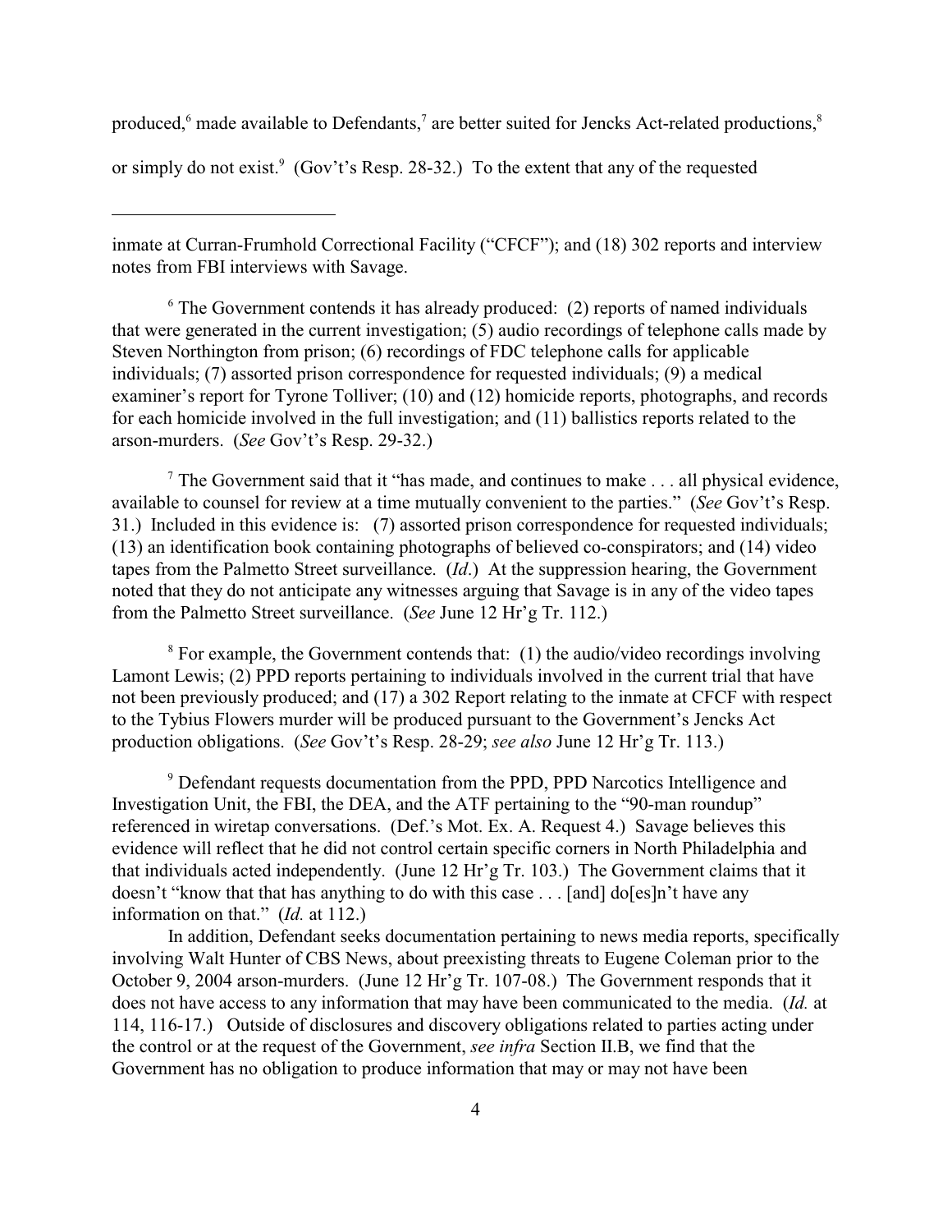produced,[6] made available to Defendants,[7] are better suited for Jencks Act-related productions,[8] or simply do not exist.[9] (Gov't's Resp. 28-32.) To the extent that any of the requested

---

inmate at Curran-Frumhold Correctional Facility ("CFCF"); and (18) 302 reports and interview notes from FBI interviews with Savage.

[6] The Government contends it has already produced: (2) reports of named individuals that were generated in the current investigation; (5) audio recordings of telephone calls made by Steven Northington from prison; (6) recordings of FDC telephone calls for applicable individuals; (7) assorted prison correspondence for requested individuals; (9) a medical examiner's report for Tyrone Tolliver; (10) and (12) homicide reports, photographs, and records for each homicide involved in the full investigation; and (11) ballistics reports related to the arson-murders. (*See* Gov't's Resp. 29-32.)

[7] The Government said that it "has made, and continues to make . . . all physical evidence, available to counsel for review at a time mutually convenient to the parties." (*See* Gov't's Resp. 31.) Included in this evidence is: (7) assorted prison correspondence for requested individuals; (13) an identification book containing photographs of believed co-conspirators; and (14) video tapes from the Palmetto Street surveillance. (*Id*.) At the suppression hearing, the Government noted that they do not anticipate any witnesses arguing that Savage is in any of the video tapes from the Palmetto Street surveillance. (*See* June 12 Hr'g Tr. 112.)

[8] For example, the Government contends that: (1) the audio/video recordings involving Lamont Lewis; (2) PPD reports pertaining to individuals involved in the current trial that have not been previously produced; and (17) a 302 Report relating to the inmate at CFCF with respect to the Tybius Flowers murder will be produced pursuant to the Government's Jencks Act production obligations. (*See* Gov't's Resp. 28-29; *see also* June 12 Hr'g Tr. 113.)

[9] Defendant requests documentation from the PPD, PPD Narcotics Intelligence and Investigation Unit, the FBI, the DEA, and the ATF pertaining to the "90-man roundup" referenced in wiretap conversations. (Def.'s Mot. Ex. A. Request 4.) Savage believes this evidence will reflect that he did not control certain specific corners in North Philadelphia and that individuals acted independently. (June 12 Hr'g Tr. 103.) The Government claims that it doesn't "know that that has anything to do with this case . . . [and] do[es]n't have any information on that." (*Id.* at 112.)

In addition, Defendant seeks documentation pertaining to news media reports, specifically involving Walt Hunter of CBS News, about preexisting threats to Eugene Coleman prior to the October 9, 2004 arson-murders. (June 12 Hr'g Tr. 107-08.) The Government responds that it does not have access to any information that may have been communicated to the media. (*Id.* at 114, 116-17.) Outside of disclosures and discovery obligations related to parties acting under the control or at the request of the Government, *see infra* Section II.B, we find that the Government has no obligation to produce information that may or may not have been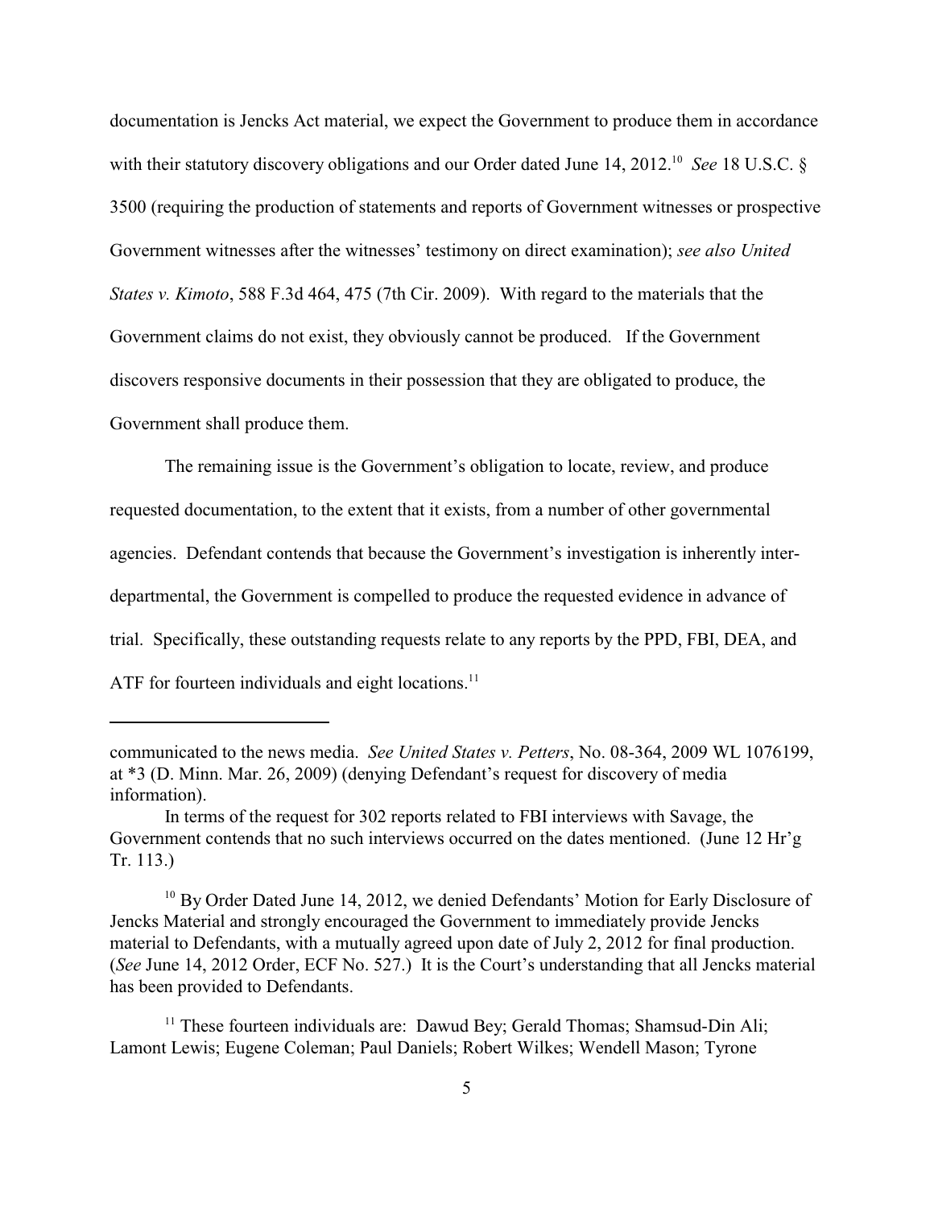documentation is Jencks Act material, we expect the Government to produce them in accordance with their statutory discovery obligations and our Order dated June 14, 2012.[10] *See* 18 U.S.C. § 3500 (requiring the production of statements and reports of Government witnesses or prospective Government witnesses after the witnesses' testimony on direct examination); *see also United States v. Kimoto*, 588 F.3d 464, 475 (7th Cir. 2009). With regard to the materials that the Government claims do not exist, they obviously cannot be produced. If the Government discovers responsive documents in their possession that they are obligated to produce, the Government shall produce them.

The remaining issue is the Government's obligation to locate, review, and produce requested documentation, to the extent that it exists, from a number of other governmental agencies. Defendant contends that because the Government's investigation is inherently inter-departmental, the Government is compelled to produce the requested evidence in advance of trial. Specifically, these outstanding requests relate to any reports by the PPD, FBI, DEA, and ATF for fourteen individuals and eight locations.[11]

---

communicated to the news media. *See United States v. Petters*, No. 08-364, 2009 WL 1076199, at \*3 (D. Minn. Mar. 26, 2009) (denying Defendant's request for discovery of media information).

In terms of the request for 302 reports related to FBI interviews with Savage, the Government contends that no such interviews occurred on the dates mentioned. (June 12 Hr'g Tr. 113.)

[10] By Order Dated June 14, 2012, we denied Defendants' Motion for Early Disclosure of Jencks Material and strongly encouraged the Government to immediately provide Jencks material to Defendants, with a mutually agreed upon date of July 2, 2012 for final production. (*See* June 14, 2012 Order, ECF No. 527.) It is the Court's understanding that all Jencks material has been provided to Defendants.

[11] These fourteen individuals are: Dawud Bey; Gerald Thomas; Shamsud-Din Ali; Lamont Lewis; Eugene Coleman; Paul Daniels; Robert Wilkes; Wendell Mason; Tyrone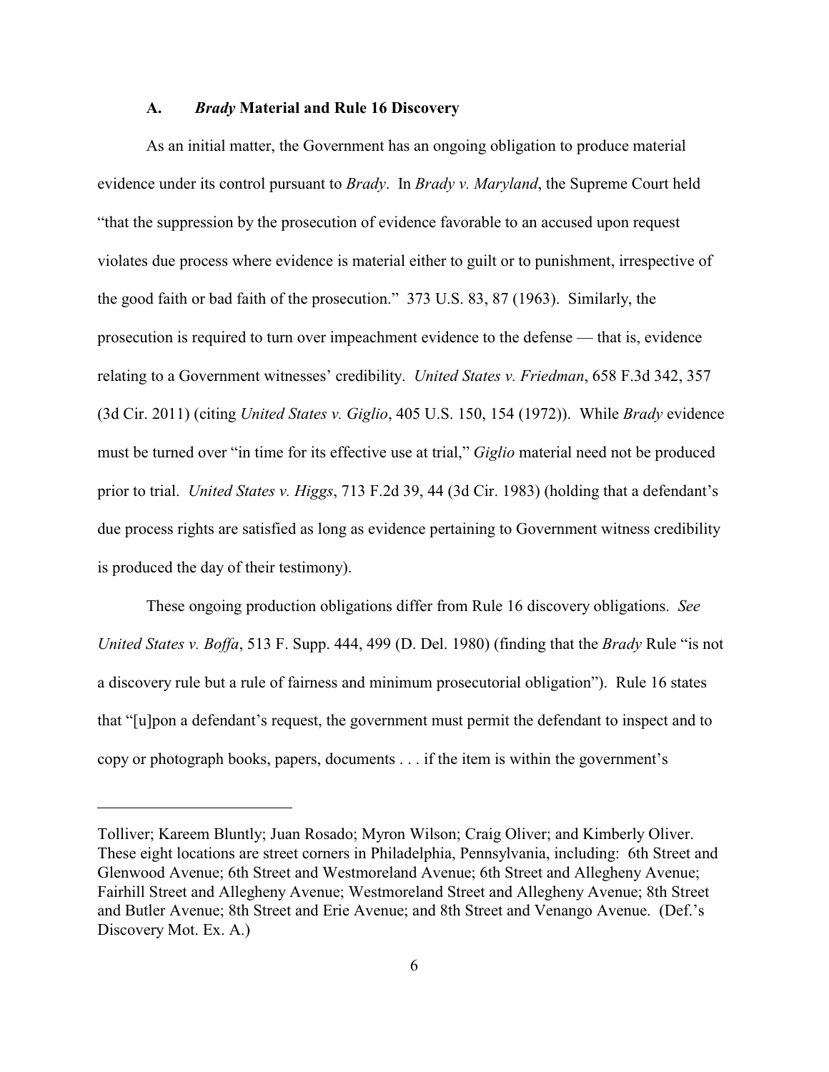### A. *Brady* Material and Rule 16 Discovery

As an initial matter, the Government has an ongoing obligation to produce material evidence under its control pursuant to *Brady*. In *Brady v. Maryland*, the Supreme Court held "that the suppression by the prosecution of evidence favorable to an accused upon request violates due process where evidence is material either to guilt or to punishment, irrespective of the good faith or bad faith of the prosecution." 373 U.S. 83, 87 (1963). Similarly, the prosecution is required to turn over impeachment evidence to the defense — that is, evidence relating to a Government witnesses' credibility. *United States v. Friedman*, 658 F.3d 342, 357 (3d Cir. 2011) (citing *United States v. Giglio*, 405 U.S. 150, 154 (1972)). While *Brady* evidence must be turned over "in time for its effective use at trial," *Giglio* material need not be produced prior to trial. *United States v. Higgs*, 713 F.2d 39, 44 (3d Cir. 1983) (holding that a defendant's due process rights are satisfied as long as evidence pertaining to Government witness credibility is produced the day of their testimony).

These ongoing production obligations differ from Rule 16 discovery obligations. *See United States v. Boffa*, 513 F. Supp. 444, 499 (D. Del. 1980) (finding that the *Brady* Rule "is not a discovery rule but a rule of fairness and minimum prosecutorial obligation"). Rule 16 states that "[u]pon a defendant's request, the government must permit the defendant to inspect and to copy or photograph books, papers, documents . . . if the item is within the government's

---

Tolliver; Kareem Bluntly; Juan Rosado; Myron Wilson; Craig Oliver; and Kimberly Oliver. These eight locations are street corners in Philadelphia, Pennsylvania, including: 6th Street and Glenwood Avenue; 6th Street and Westmoreland Avenue; 6th Street and Allegheny Avenue; Fairhill Street and Allegheny Avenue; Westmoreland Street and Allegheny Avenue; 8th Street and Butler Avenue; 8th Street and Erie Avenue; and 8th Street and Venango Avenue. (Def.'s Discovery Mot. Ex. A.)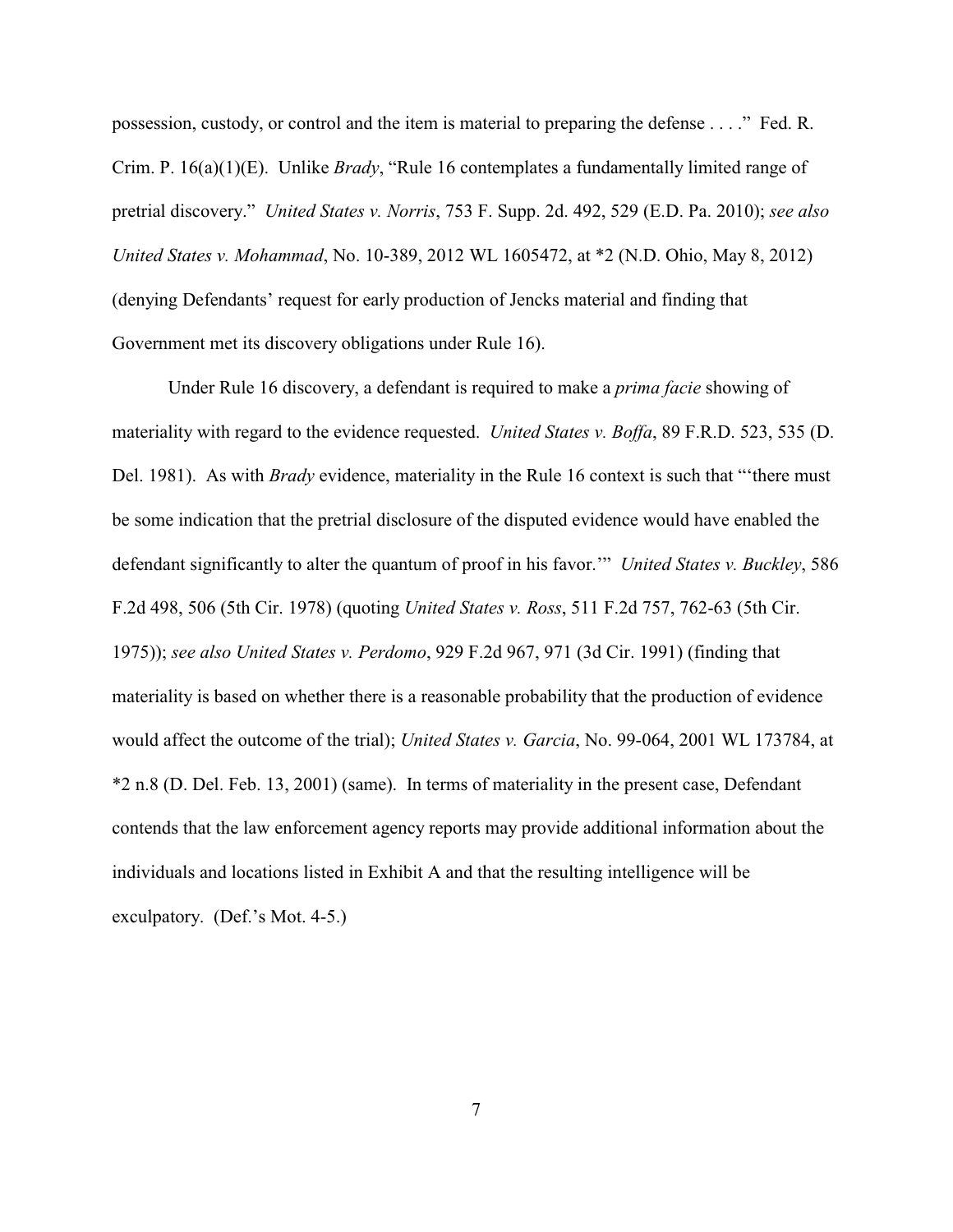possession, custody, or control and the item is material to preparing the defense . . . ." Fed. R. Crim. P. 16(a)(1)(E). Unlike *Brady*, "Rule 16 contemplates a fundamentally limited range of pretrial discovery." *United States v. Norris*, 753 F. Supp. 2d. 492, 529 (E.D. Pa. 2010); *see also United States v. Mohammad*, No. 10-389, 2012 WL 1605472, at *2 (N.D. Ohio, May 8, 2012) (denying Defendants' request for early production of Jencks material and finding that Government met its discovery obligations under Rule 16).

Under Rule 16 discovery, a defendant is required to make a *prima facie* showing of materiality with regard to the evidence requested. *United States v. Boffa*, 89 F.R.D. 523, 535 (D. Del. 1981). As with *Brady* evidence, materiality in the Rule 16 context is such that "'there must be some indication that the pretrial disclosure of the disputed evidence would have enabled the defendant significantly to alter the quantum of proof in his favor.'" *United States v. Buckley*, 586 F.2d 498, 506 (5th Cir. 1978) (quoting *United States v. Ross*, 511 F.2d 757, 762-63 (5th Cir. 1975)); *see also United States v. Perdomo*, 929 F.2d 967, 971 (3d Cir. 1991) (finding that materiality is based on whether there is a reasonable probability that the production of evidence would affect the outcome of the trial); *United States v. Garcia*, No. 99-064, 2001 WL 173784, at *2 n.8 (D. Del. Feb. 13, 2001) (same). In terms of materiality in the present case, Defendant contends that the law enforcement agency reports may provide additional information about the individuals and locations listed in Exhibit A and that the resulting intelligence will be exculpatory. (Def.'s Mot. 4-5.)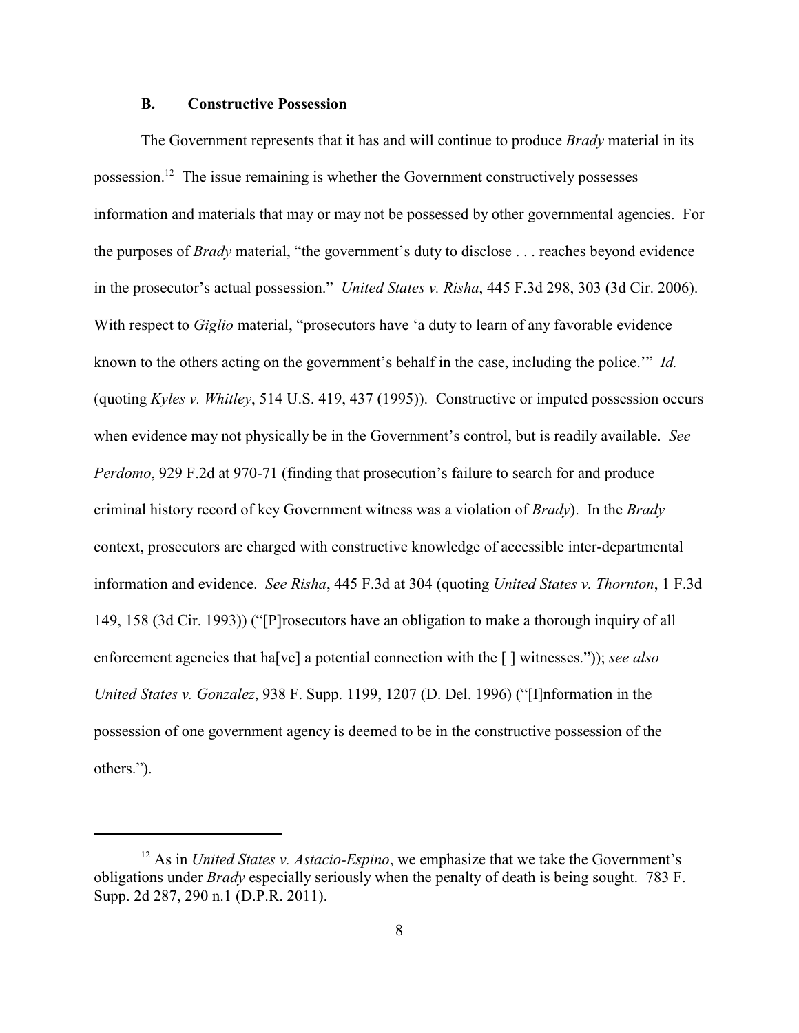### B. Constructive Possession

The Government represents that it has and will continue to produce *Brady* material in its possession.[12] The issue remaining is whether the Government constructively possesses information and materials that may or may not be possessed by other governmental agencies. For the purposes of *Brady* material, "the government's duty to disclose . . . reaches beyond evidence in the prosecutor's actual possession." *United States v. Risha*, 445 F.3d 298, 303 (3d Cir. 2006). With respect to *Giglio* material, "prosecutors have 'a duty to learn of any favorable evidence known to the others acting on the government's behalf in the case, including the police.'" *Id.* (quoting *Kyles v. Whitley*, 514 U.S. 419, 437 (1995)). Constructive or imputed possession occurs when evidence may not physically be in the Government's control, but is readily available. *See Perdomo*, 929 F.2d at 970-71 (finding that prosecution's failure to search for and produce criminal history record of key Government witness was a violation of *Brady*). In the *Brady* context, prosecutors are charged with constructive knowledge of accessible inter-departmental information and evidence. *See Risha*, 445 F.3d at 304 (quoting *United States v. Thornton*, 1 F.3d 149, 158 (3d Cir. 1993)) ("[P]rosecutors have an obligation to make a thorough inquiry of all enforcement agencies that ha[ve] a potential connection with the [ ] witnesses.")); *see also United States v. Gonzalez*, 938 F. Supp. 1199, 1207 (D. Del. 1996) ("[I]nformation in the possession of one government agency is deemed to be in the constructive possession of the others.").

---

[12] As in *United States v. Astacio-Espino*, we emphasize that we take the Government's obligations under *Brady* especially seriously when the penalty of death is being sought. 783 F. Supp. 2d 287, 290 n.1 (D.P.R. 2011).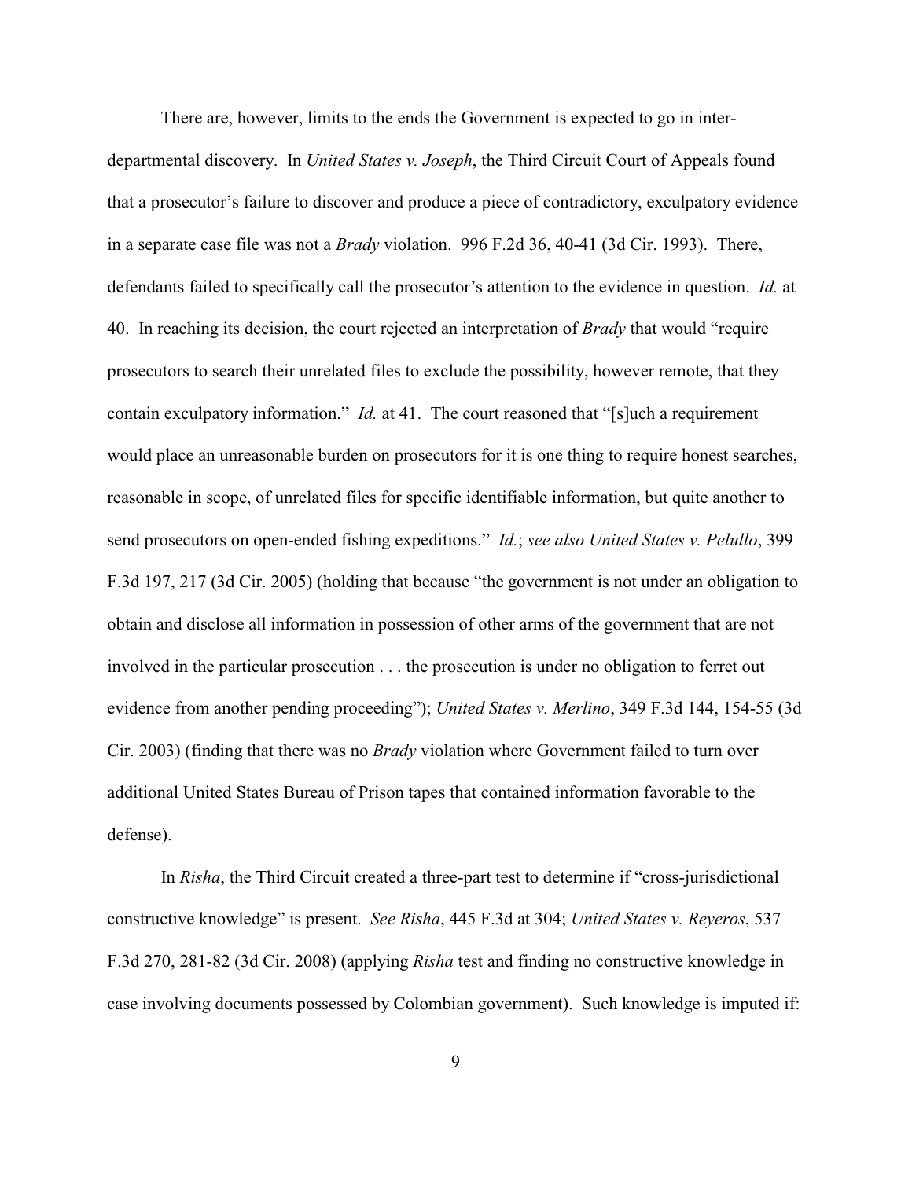There are, however, limits to the ends the Government is expected to go in inter-departmental discovery. In *United States v. Joseph*, the Third Circuit Court of Appeals found that a prosecutor's failure to discover and produce a piece of contradictory, exculpatory evidence in a separate case file was not a *Brady* violation. 996 F.2d 36, 40-41 (3d Cir. 1993). There, defendants failed to specifically call the prosecutor's attention to the evidence in question. *Id.* at 40. In reaching its decision, the court rejected an interpretation of *Brady* that would "require prosecutors to search their unrelated files to exclude the possibility, however remote, that they contain exculpatory information." *Id.* at 41. The court reasoned that "[s]uch a requirement would place an unreasonable burden on prosecutors for it is one thing to require honest searches, reasonable in scope, of unrelated files for specific identifiable information, but quite another to send prosecutors on open-ended fishing expeditions." *Id.*; *see also United States v. Pelullo*, 399 F.3d 197, 217 (3d Cir. 2005) (holding that because "the government is not under an obligation to obtain and disclose all information in possession of other arms of the government that are not involved in the particular prosecution . . . the prosecution is under no obligation to ferret out evidence from another pending proceeding"); *United States v. Merlino*, 349 F.3d 144, 154-55 (3d Cir. 2003) (finding that there was no *Brady* violation where Government failed to turn over additional United States Bureau of Prison tapes that contained information favorable to the defense).

In *Risha*, the Third Circuit created a three-part test to determine if "cross-jurisdictional constructive knowledge" is present. *See Risha*, 445 F.3d at 304; *United States v. Reyeros*, 537 F.3d 270, 281-82 (3d Cir. 2008) (applying *Risha* test and finding no constructive knowledge in case involving documents possessed by Colombian government). Such knowledge is imputed if: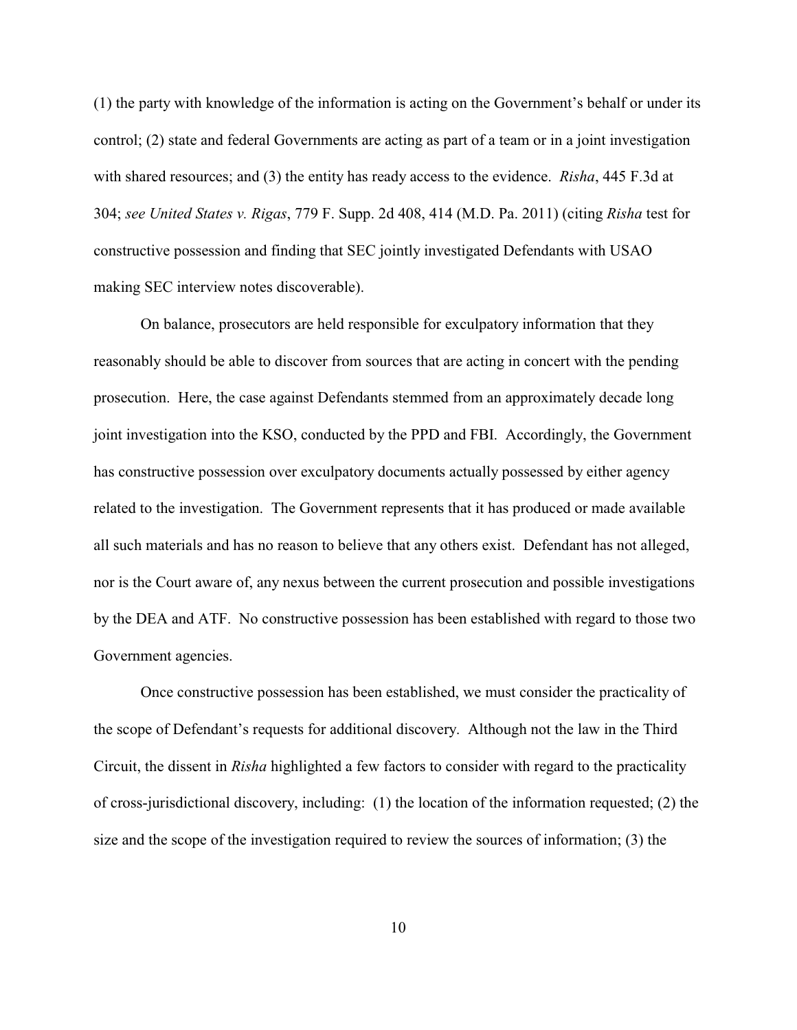(1) the party with knowledge of the information is acting on the Government's behalf or under its control; (2) state and federal Governments are acting as part of a team or in a joint investigation with shared resources; and (3) the entity has ready access to the evidence. *Risha*, 445 F.3d at 304; *see United States v. Rigas*, 779 F. Supp. 2d 408, 414 (M.D. Pa. 2011) (citing *Risha* test for constructive possession and finding that SEC jointly investigated Defendants with USAO making SEC interview notes discoverable).

On balance, prosecutors are held responsible for exculpatory information that they reasonably should be able to discover from sources that are acting in concert with the pending prosecution. Here, the case against Defendants stemmed from an approximately decade long joint investigation into the KSO, conducted by the PPD and FBI. Accordingly, the Government has constructive possession over exculpatory documents actually possessed by either agency related to the investigation. The Government represents that it has produced or made available all such materials and has no reason to believe that any others exist. Defendant has not alleged, nor is the Court aware of, any nexus between the current prosecution and possible investigations by the DEA and ATF. No constructive possession has been established with regard to those two Government agencies.

Once constructive possession has been established, we must consider the practicality of the scope of Defendant's requests for additional discovery. Although not the law in the Third Circuit, the dissent in *Risha* highlighted a few factors to consider with regard to the practicality of cross-jurisdictional discovery, including: (1) the location of the information requested; (2) the size and the scope of the investigation required to review the sources of information; (3) the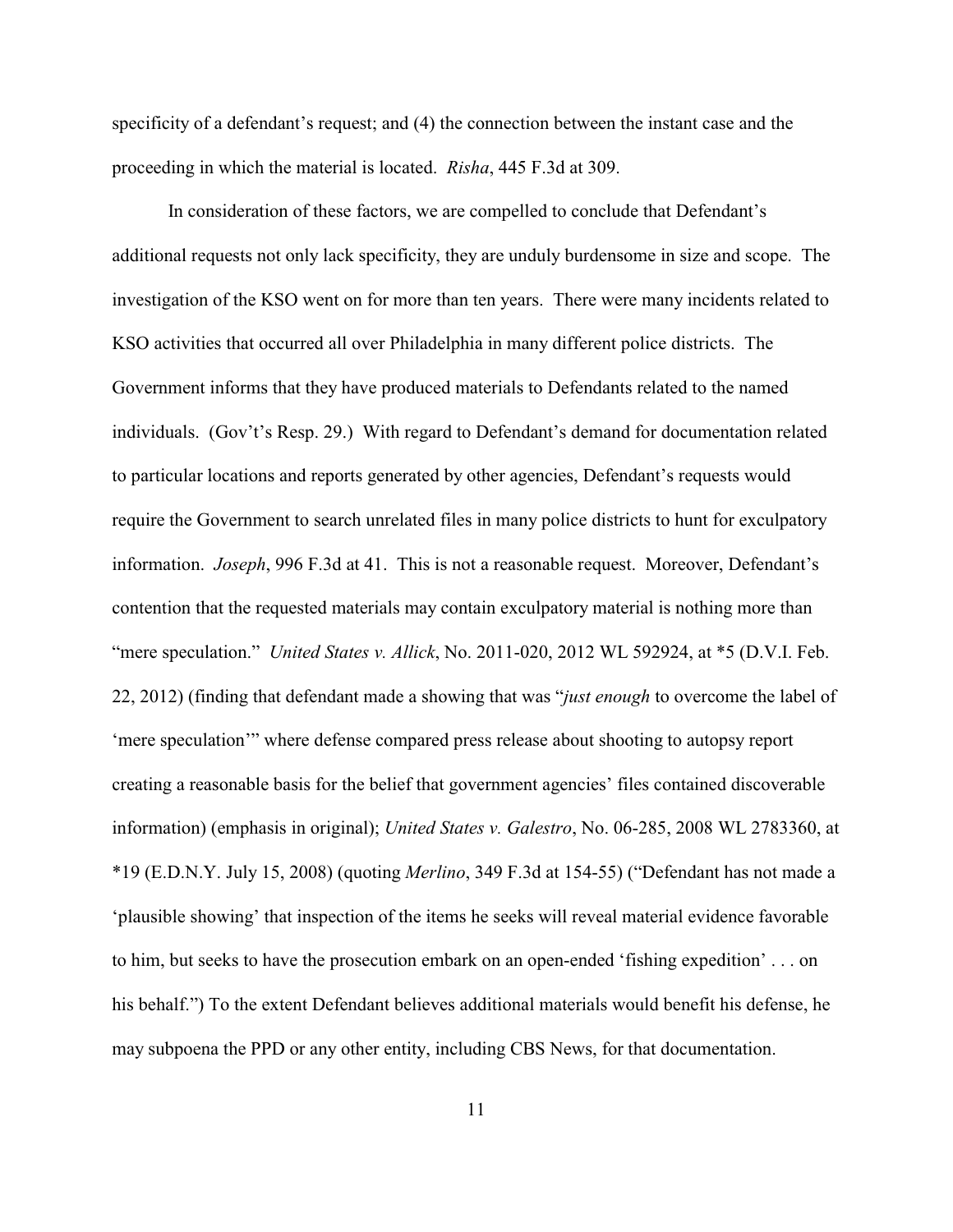specificity of a defendant's request; and (4) the connection between the instant case and the proceeding in which the material is located. *Risha*, 445 F.3d at 309.

In consideration of these factors, we are compelled to conclude that Defendant's additional requests not only lack specificity, they are unduly burdensome in size and scope. The investigation of the KSO went on for more than ten years. There were many incidents related to KSO activities that occurred all over Philadelphia in many different police districts. The Government informs that they have produced materials to Defendants related to the named individuals. (Gov't's Resp. 29.) With regard to Defendant's demand for documentation related to particular locations and reports generated by other agencies, Defendant's requests would require the Government to search unrelated files in many police districts to hunt for exculpatory information. *Joseph*, 996 F.3d at 41. This is not a reasonable request. Moreover, Defendant's contention that the requested materials may contain exculpatory material is nothing more than "mere speculation." *United States v. Allick*, No. 2011-020, 2012 WL 592924, at *5 (D.V.I. Feb. 22, 2012) (finding that defendant made a showing that was "*just enough* to overcome the label of 'mere speculation'" where defense compared press release about shooting to autopsy report creating a reasonable basis for the belief that government agencies' files contained discoverable information) (emphasis in original); *United States v. Galestro*, No. 06-285, 2008 WL 2783360, at *19 (E.D.N.Y. July 15, 2008) (quoting *Merlino*, 349 F.3d at 154-55) ("Defendant has not made a 'plausible showing' that inspection of the items he seeks will reveal material evidence favorable to him, but seeks to have the prosecution embark on an open-ended 'fishing expedition' . . . on his behalf.") To the extent Defendant believes additional materials would benefit his defense, he may subpoena the PPD or any other entity, including CBS News, for that documentation.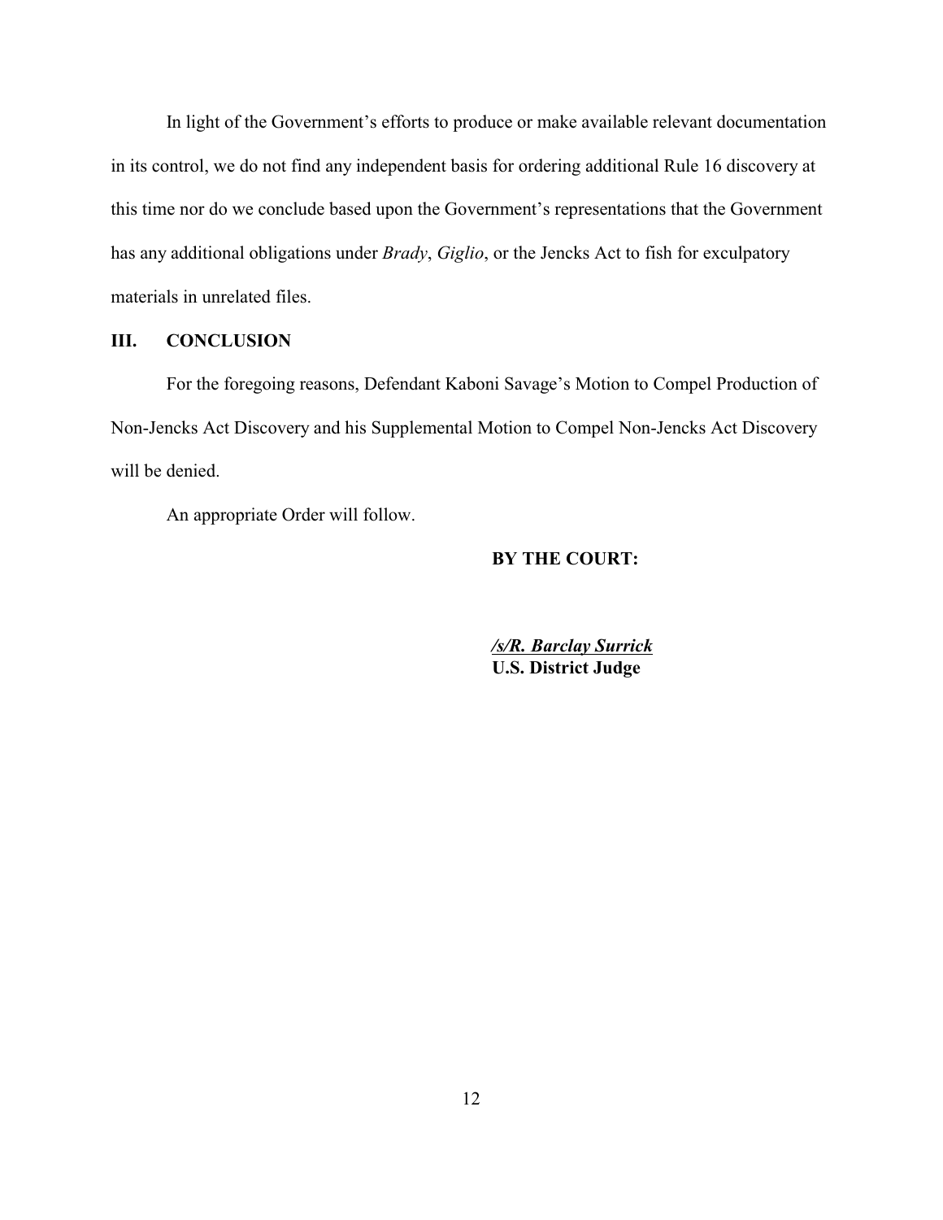In light of the Government's efforts to produce or make available relevant documentation in its control, we do not find any independent basis for ordering additional Rule 16 discovery at this time nor do we conclude based upon the Government's representations that the Government has any additional obligations under *Brady*, *Giglio*, or the Jencks Act to fish for exculpatory materials in unrelated files.

## III. CONCLUSION

For the foregoing reasons, Defendant Kaboni Savage's Motion to Compel Production of Non-Jencks Act Discovery and his Supplemental Motion to Compel Non-Jencks Act Discovery will be denied.

An appropriate Order will follow.

**BY THE COURT:**

***/s/R. Barclay Surrick***
**U.S. District Judge**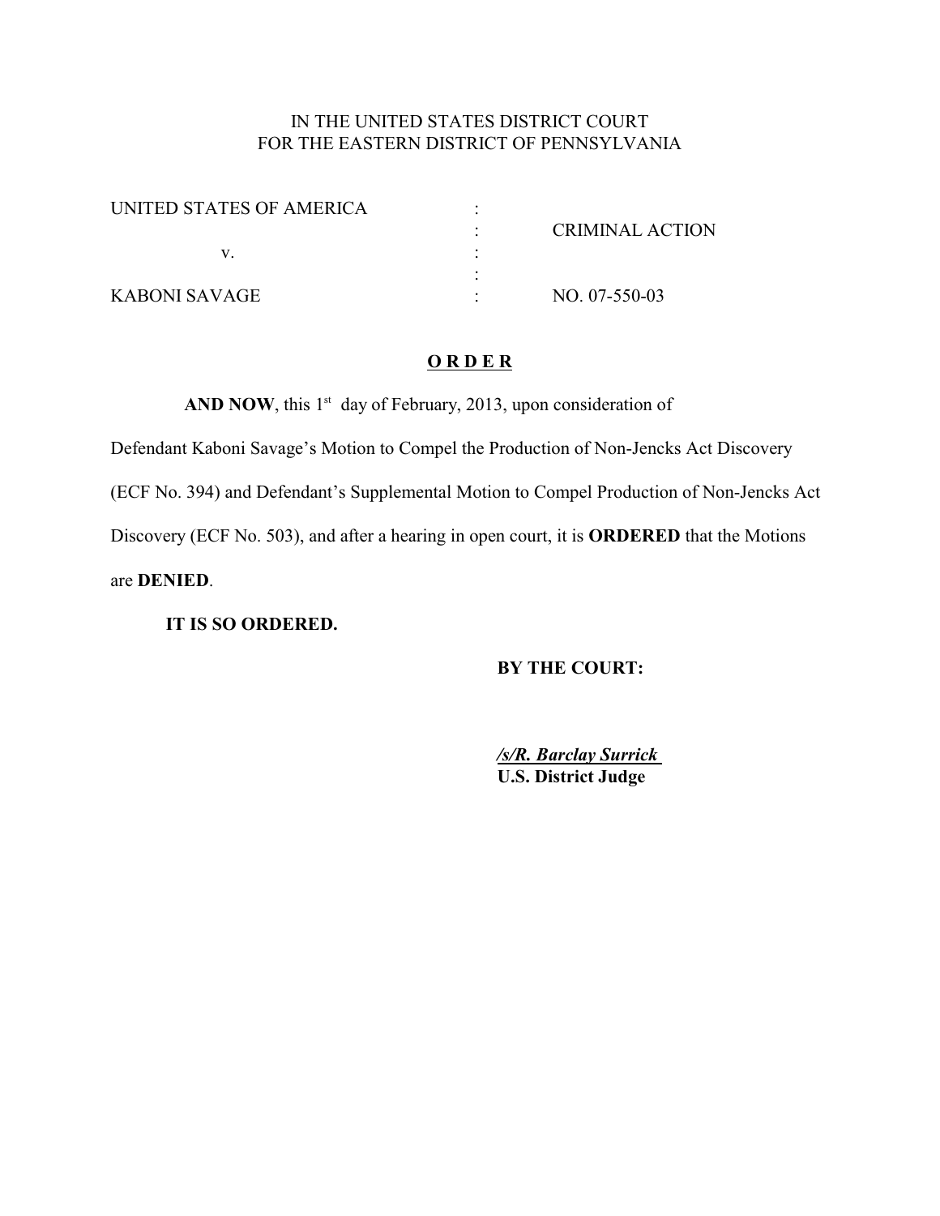IN THE UNITED STATES DISTRICT COURT
FOR THE EASTERN DISTRICT OF PENNSYLVANIA

| | | |
|---|---|---|
| UNITED STATES OF AMERICA | : | |
| | : | CRIMINAL ACTION |
| v. | : | |
| | : | |
| KABONI SAVAGE | : | NO. 07-550-03 |

**O R D E R**

**AND NOW**, this 1st day of February, 2013, upon consideration of Defendant Kaboni Savage's Motion to Compel the Production of Non-Jencks Act Discovery (ECF No. 394) and Defendant's Supplemental Motion to Compel Production of Non-Jencks Act Discovery (ECF No. 503), and after a hearing in open court, it is **ORDERED** that the Motions are **DENIED**.

**IT IS SO ORDERED.**

**BY THE COURT:**

***/s/R. Barclay Surrick***
**U.S. District Judge**